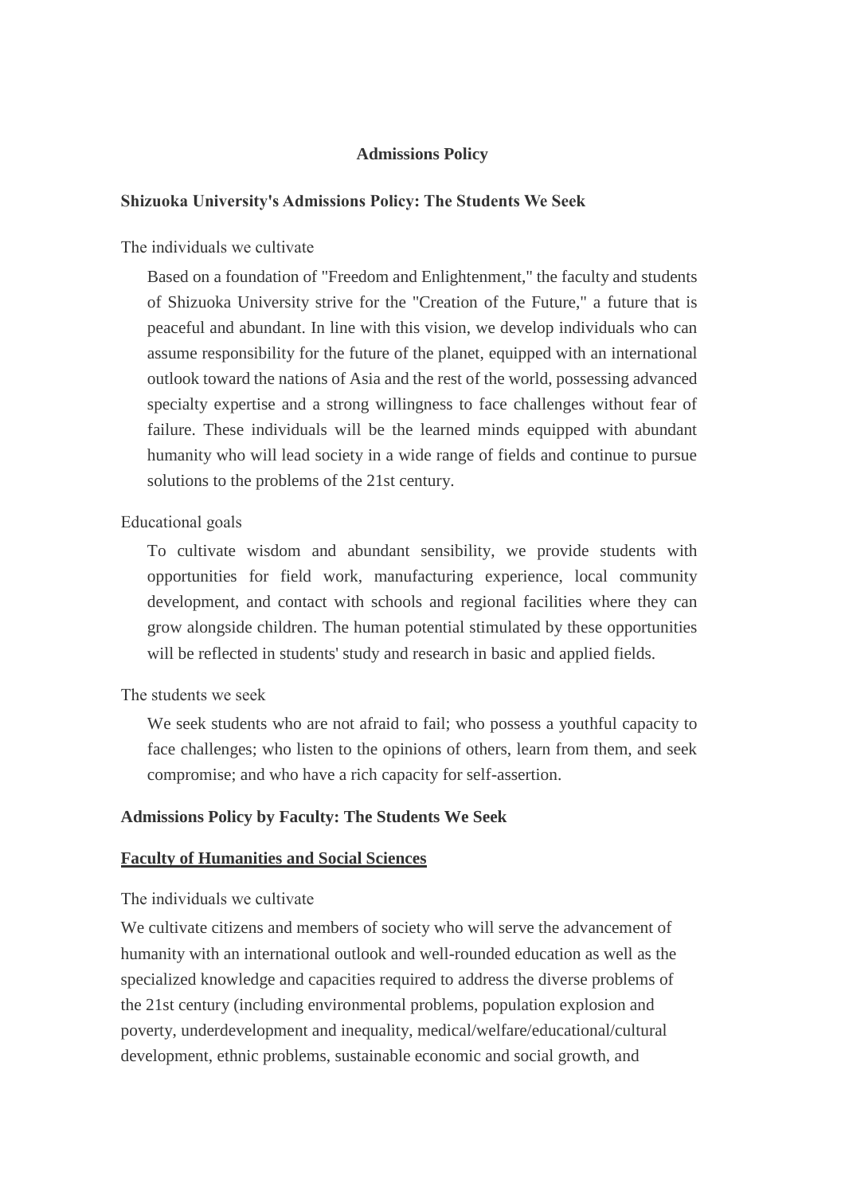# Admissions Policy

## Shizuoka University's Admissions Policy: The Students We Seek

The individuals we cultivate

Based on a foundation of "Freedom and Enlightenment," the faculty and students of Shizuoka University strive for the "Creation of the Future," a future that is peaceful and abundant. In line with this vision, we develop individuals who can assume responsibility for the future of the planet, equipped with an international outlook toward the nations of Asia and the rest of the world, possessing advanced specialty expertise and a strong willingness to face challenges without fear of failure. These individuals will be the learned minds equipped with abundant humanity who will lead society in a wide range of fields and continue to pursue solutions to the problems of the 21st century.

Educational goals

To cultivate wisdom and abundant sensibility, we provide students with opportunities for field work, manufacturing experience, local community development, and contact with schools and regional facilities where they can grow alongside children. The human potential stimulated by these opportunities will be reflected in students' study and research in basic and applied fields.

The students we seek

We seek students who are not afraid to fail; who possess a youthful capacity to face challenges; who listen to the opinions of others, learn from them, and seek compromise; and who have a rich capacity for self-assertion.

## Admissions Policy by Faculty: The Students We Seek

### <u>Faculty of Humanities and Social Sciences</u>

The individuals we cultivate

We cultivate citizens and members of society who will serve the advancement of humanity with an international outlook and well-rounded education as well as the specialized knowledge and capacities required to address the diverse problems of the 21st century (including environmental problems, population explosion and poverty, underdevelopment and inequality, medical/welfare/educational/cultural development, ethnic problems, sustainable economic and social growth, and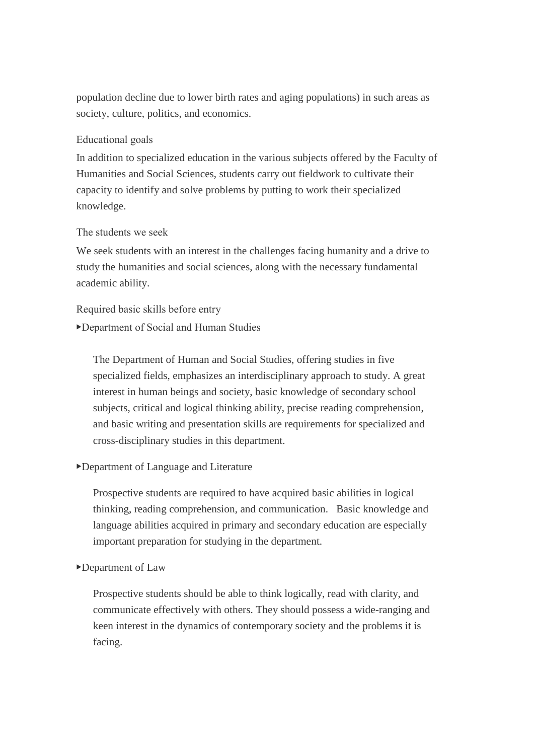population decline due to lower birth rates and aging populations) in such areas as society, culture, politics, and economics.

### Educational goals

In addition to specialized education in the various subjects offered by the Faculty of Humanities and Social Sciences, students carry out fieldwork to cultivate their capacity to identify and solve problems by putting to work their specialized knowledge.

### The students we seek

We seek students with an interest in the challenges facing humanity and a drive to study the humanities and social sciences, along with the necessary fundamental academic ability.

### Required basic skills before entry

▸Department of Social and Human Studies

> The Department of Human and Social Studies, offering studies in five specialized fields, emphasizes an interdisciplinary approach to study. A great interest in human beings and society, basic knowledge of secondary school subjects, critical and logical thinking ability, precise reading comprehension, and basic writing and presentation skills are requirements for specialized and cross-disciplinary studies in this department.

▸Department of Language and Literature

> Prospective students are required to have acquired basic abilities in logical thinking, reading comprehension, and communication. Basic knowledge and language abilities acquired in primary and secondary education are especially important preparation for studying in the department.

▸Department of Law

> Prospective students should be able to think logically, read with clarity, and communicate effectively with others. They should possess a wide-ranging and keen interest in the dynamics of contemporary society and the problems it is facing.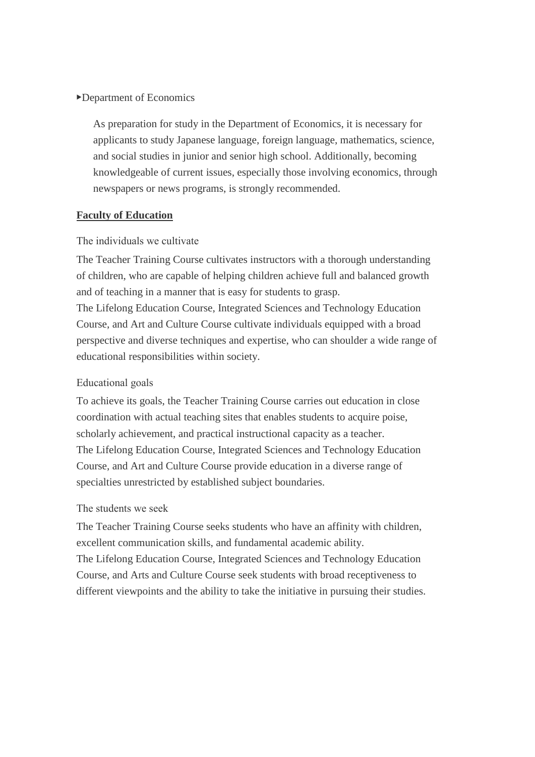▸Department of Economics

As preparation for study in the Department of Economics, it is necessary for applicants to study Japanese language, foreign language, mathematics, science, and social studies in junior and senior high school. Additionally, becoming knowledgeable of current issues, especially those involving economics, through newspapers or news programs, is strongly recommended.

## Faculty of Education

The individuals we cultivate

The Teacher Training Course cultivates instructors with a thorough understanding of children, who are capable of helping children achieve full and balanced growth and of teaching in a manner that is easy for students to grasp.
The Lifelong Education Course, Integrated Sciences and Technology Education Course, and Art and Culture Course cultivate individuals equipped with a broad perspective and diverse techniques and expertise, who can shoulder a wide range of educational responsibilities within society.

Educational goals

To achieve its goals, the Teacher Training Course carries out education in close coordination with actual teaching sites that enables students to acquire poise, scholarly achievement, and practical instructional capacity as a teacher.
The Lifelong Education Course, Integrated Sciences and Technology Education Course, and Art and Culture Course provide education in a diverse range of specialties unrestricted by established subject boundaries.

The students we seek

The Teacher Training Course seeks students who have an affinity with children, excellent communication skills, and fundamental academic ability.
The Lifelong Education Course, Integrated Sciences and Technology Education Course, and Arts and Culture Course seek students with broad receptiveness to different viewpoints and the ability to take the initiative in pursuing their studies.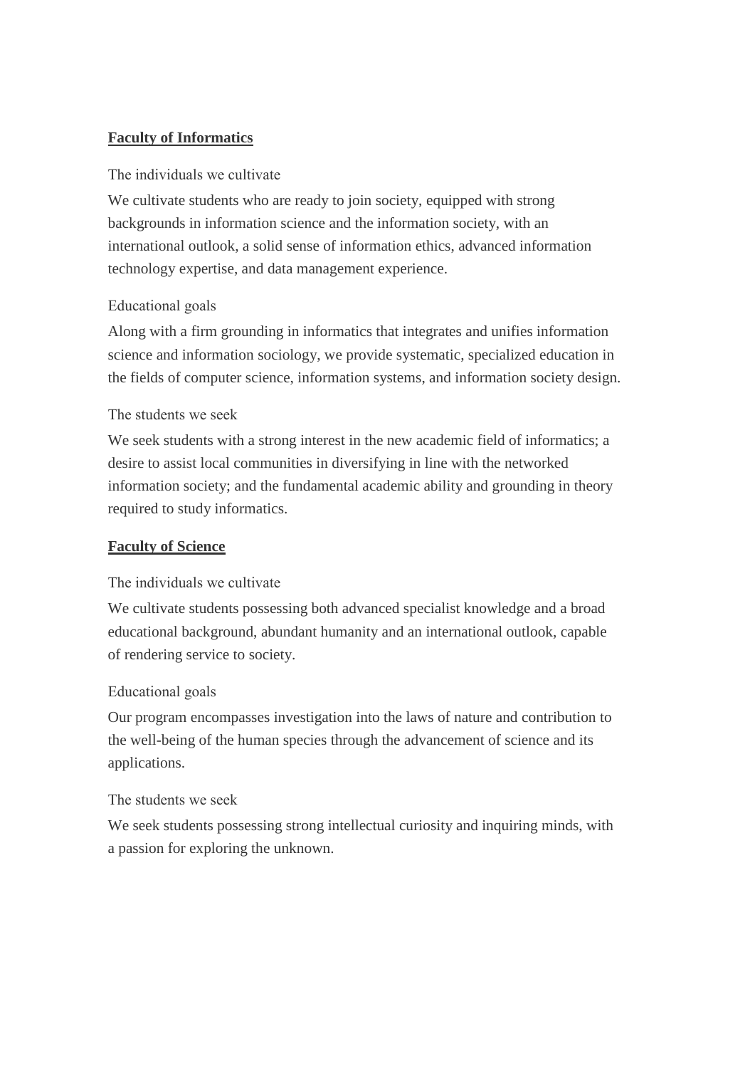## Faculty of Informatics

The individuals we cultivate

We cultivate students who are ready to join society, equipped with strong backgrounds in information science and the information society, with an international outlook, a solid sense of information ethics, advanced information technology expertise, and data management experience.

Educational goals

Along with a firm grounding in informatics that integrates and unifies information science and information sociology, we provide systematic, specialized education in the fields of computer science, information systems, and information society design.

The students we seek

We seek students with a strong interest in the new academic field of informatics; a desire to assist local communities in diversifying in line with the networked information society; and the fundamental academic ability and grounding in theory required to study informatics.

## Faculty of Science

The individuals we cultivate

We cultivate students possessing both advanced specialist knowledge and a broad educational background, abundant humanity and an international outlook, capable of rendering service to society.

Educational goals

Our program encompasses investigation into the laws of nature and contribution to the well-being of the human species through the advancement of science and its applications.

The students we seek

We seek students possessing strong intellectual curiosity and inquiring minds, with a passion for exploring the unknown.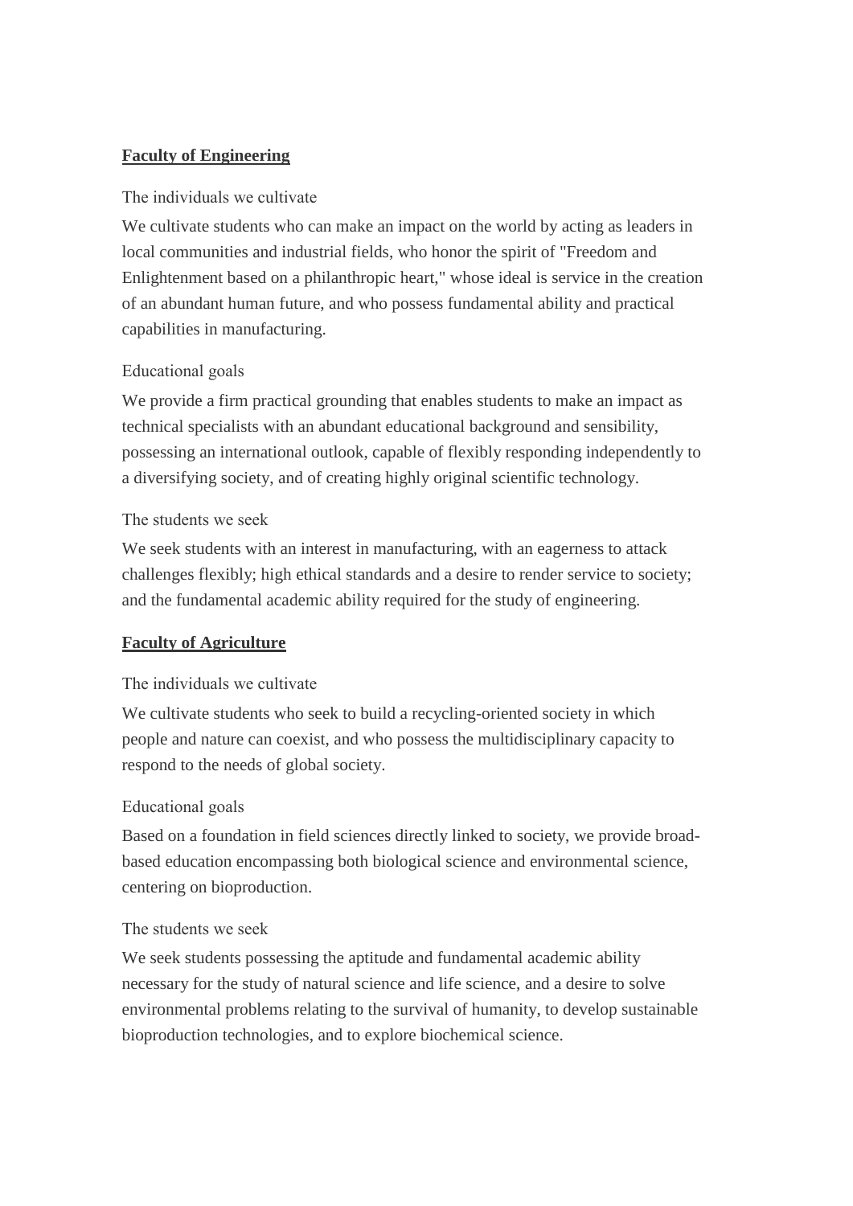## **Faculty of Engineering**

The individuals we cultivate

We cultivate students who can make an impact on the world by acting as leaders in local communities and industrial fields, who honor the spirit of "Freedom and Enlightenment based on a philanthropic heart," whose ideal is service in the creation of an abundant human future, and who possess fundamental ability and practical capabilities in manufacturing.

Educational goals

We provide a firm practical grounding that enables students to make an impact as technical specialists with an abundant educational background and sensibility, possessing an international outlook, capable of flexibly responding independently to a diversifying society, and of creating highly original scientific technology.

The students we seek

We seek students with an interest in manufacturing, with an eagerness to attack challenges flexibly; high ethical standards and a desire to render service to society; and the fundamental academic ability required for the study of engineering.

## **Faculty of Agriculture**

The individuals we cultivate

We cultivate students who seek to build a recycling-oriented society in which people and nature can coexist, and who possess the multidisciplinary capacity to respond to the needs of global society.

Educational goals

Based on a foundation in field sciences directly linked to society, we provide broad-based education encompassing both biological science and environmental science, centering on bioproduction.

The students we seek

We seek students possessing the aptitude and fundamental academic ability necessary for the study of natural science and life science, and a desire to solve environmental problems relating to the survival of humanity, to develop sustainable bioproduction technologies, and to explore biochemical science.